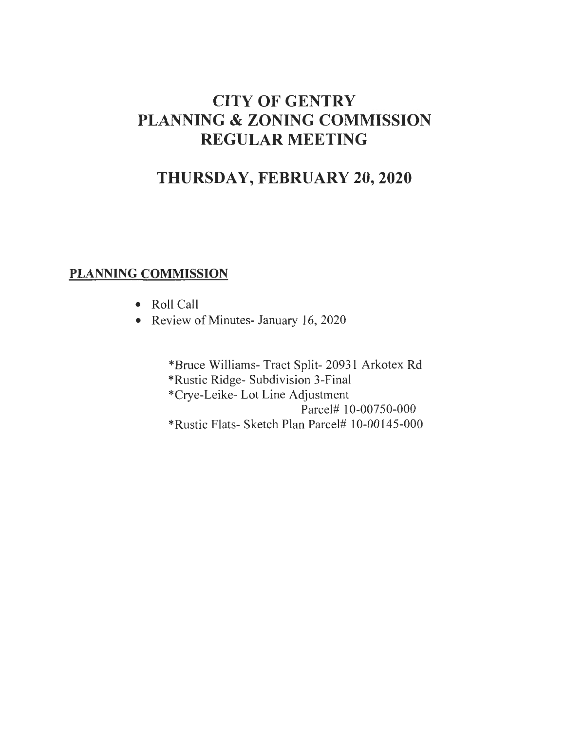# CITY OF GENTRY
# PLANNING & ZONING COMMISSION
# REGULAR MEETING

## THURSDAY, FEBRUARY 20, 2020

**PLANNING COMMISSION**

- Roll Call
- Review of Minutes- January 16, 2020

*Bruce Williams- Tract Split- 20931 Arkotex Rd
*Rustic Ridge- Subdivision 3-Final
*Crye-Leike- Lot Line Adjustment
Parcel# 10-00750-000
*Rustic Flats- Sketch Plan Parcel# 10-00145-000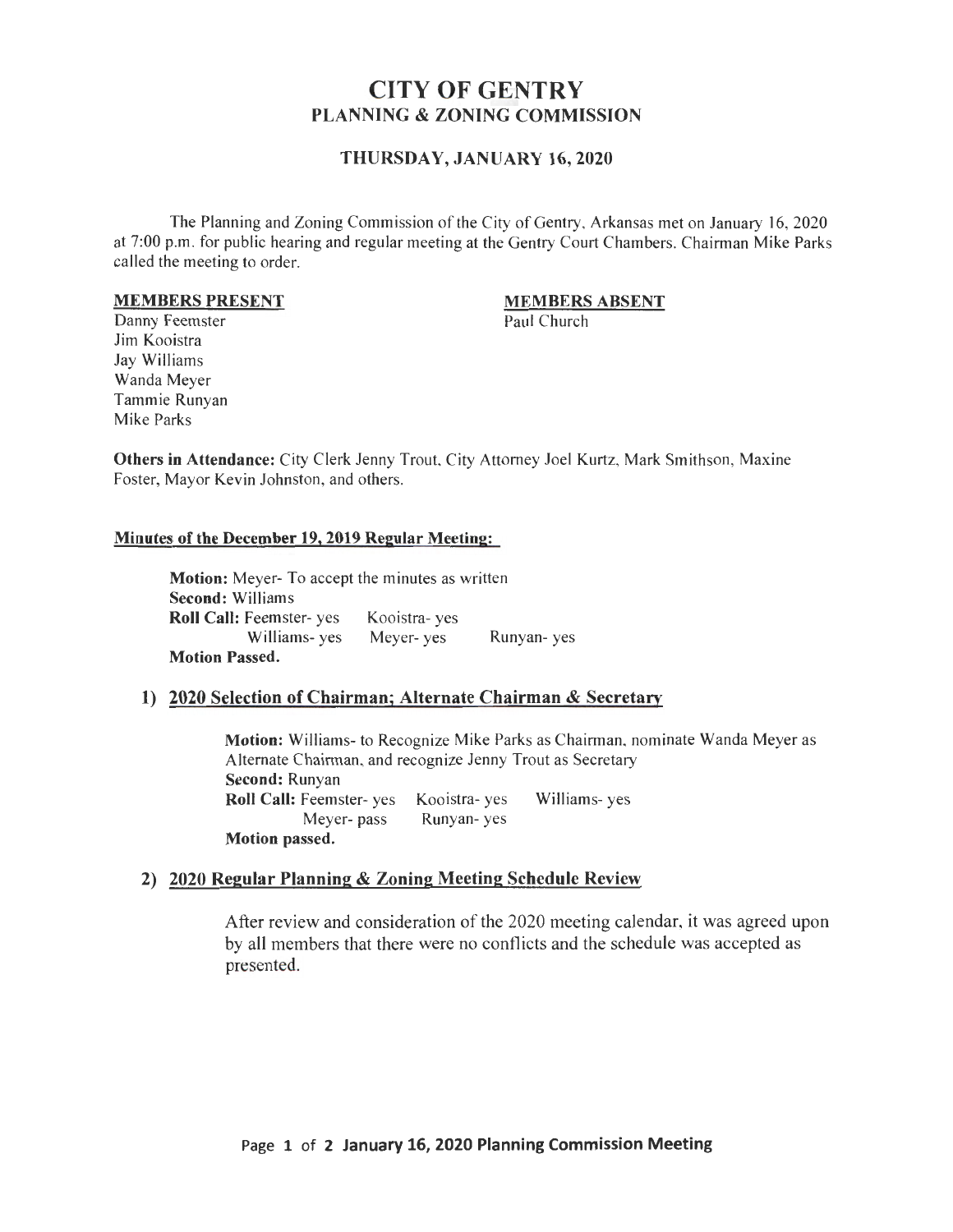# CITY OF GENTRY
## PLANNING & ZONING COMMISSION

### THURSDAY, JANUARY 16, 2020

The Planning and Zoning Commission of the City of Gentry, Arkansas met on January 16, 2020 at 7:00 p.m. for public hearing and regular meeting at the Gentry Court Chambers. Chairman Mike Parks called the meeting to order.

**MEMBERS PRESENT**

Danny Feemster
Jim Kooistra
Jay Williams
Wanda Meyer
Tammie Runyan
Mike Parks

**MEMBERS ABSENT**

Paul Church

**Others in Attendance:** City Clerk Jenny Trout, City Attorney Joel Kurtz, Mark Smithson, Maxine Foster, Mayor Kevin Johnston, and others.

**Minutes of the December 19, 2019 Regular Meeting:**

**Motion:** Meyer- To accept the minutes as written
**Second:** Williams
**Roll Call:** Feemster- yes Kooistra- yes
Williams- yes Meyer- yes Runyan- yes
**Motion Passed.**

**1) 2020 Selection of Chairman; Alternate Chairman & Secretary**

**Motion:** Williams- to Recognize Mike Parks as Chairman, nominate Wanda Meyer as Alternate Chairman, and recognize Jenny Trout as Secretary
**Second:** Runyan
**Roll Call:** Feemster- yes Kooistra- yes Williams- yes
Meyer- pass Runyan- yes
**Motion passed.**

**2) 2020 Regular Planning & Zoning Meeting Schedule Review**

After review and consideration of the 2020 meeting calendar, it was agreed upon by all members that there were no conflicts and the schedule was accepted as presented.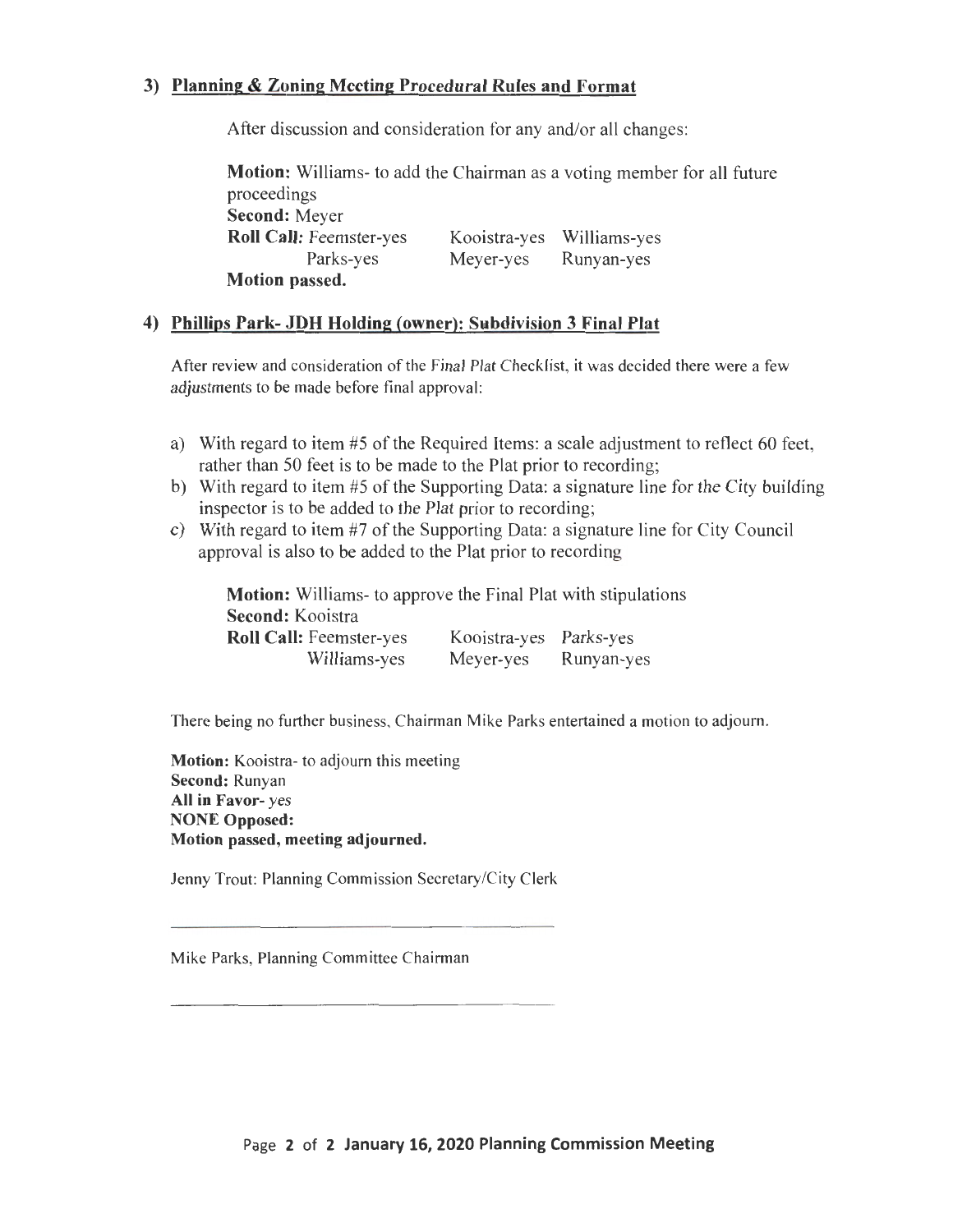### 3) Planning & Zoning Meeting Procedural Rules and Format

After discussion and consideration for any and/or all changes:

**Motion:** Williams- to add the Chairman as a voting member for all future proceedings
**Second:** Meyer
**Roll Call:** Feemster-yes Kooistra-yes Williams-yes
Parks-yes Meyer-yes Runyan-yes
**Motion passed.**

### 4) Phillips Park- JDH Holding (owner): Subdivision 3 Final Plat

After review and consideration of the Final Plat Checklist, it was decided there were a few adjustments to be made before final approval:

a) With regard to item #5 of the Required Items: a scale adjustment to reflect 60 feet, rather than 50 feet is to be made to the Plat prior to recording;
b) With regard to item #5 of the Supporting Data: a signature line for the City building inspector is to be added to the Plat prior to recording;
c) With regard to item #7 of the Supporting Data: a signature line for City Council approval is also to be added to the Plat prior to recording

**Motion:** Williams- to approve the Final Plat with stipulations
**Second:** Kooistra
**Roll Call:** Feemster-yes Kooistra-yes Parks-yes
Williams-yes Meyer-yes Runyan-yes

There being no further business, Chairman Mike Parks entertained a motion to adjourn.

**Motion:** Kooistra- to adjourn this meeting
**Second:** Runyan
**All in Favor-** *yes*
**NONE Opposed:**
**Motion passed, meeting adjourned.**

Jenny Trout: Planning Commission Secretary/City Clerk

\_\_\_\_\_\_\_\_\_\_\_\_\_\_\_\_\_\_\_\_\_\_\_\_\_\_\_\_\_\_\_\_\_\_\_\_\_\_\_\_

Mike Parks, Planning Committee Chairman

\_\_\_\_\_\_\_\_\_\_\_\_\_\_\_\_\_\_\_\_\_\_\_\_\_\_\_\_\_\_\_\_\_\_\_\_\_\_\_\_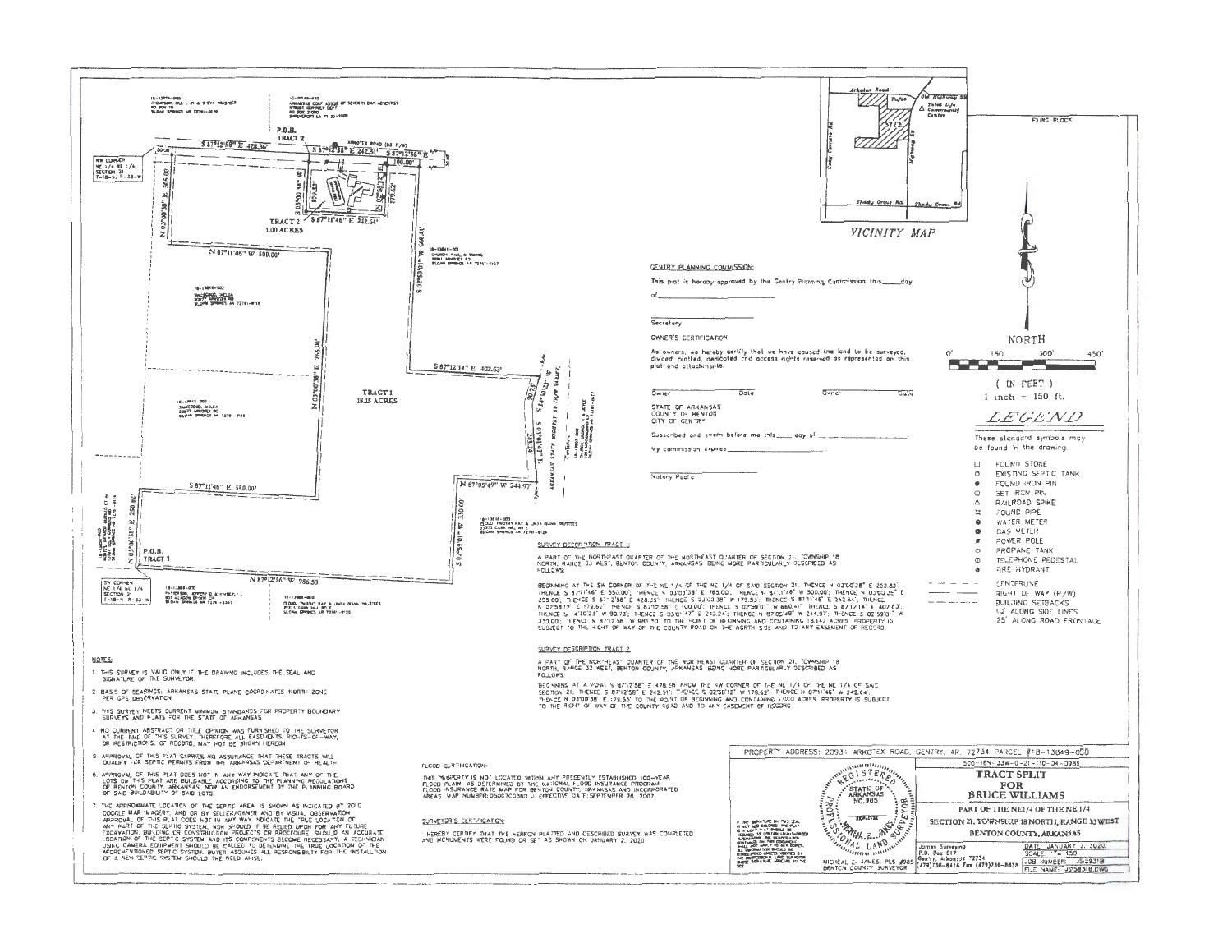**VICINITY MAP**

**GENTRY PLANNING COMMISSION:**

This plat is hereby approved by the Gentry Planning Commission this _____ day of _______________

_______________
Secretary

**OWNER'S CERTIFICATION**

As owners, we hereby certify that we have caused the land to be surveyed, divided, platted, dedicated and access rights reserved as represented on this plat and attachments.

_______________ Owner Date    _______________ Owner Date

STATE OF ARKANSAS
COUNTY OF BENTON
CITY OF GENTRY

Subscribed and sworn before me this _____ day of _______________

My commission expires _______________

_______________
Notary Public

**NORTH**

0' 150' 300' 450'

( IN FEET )
1 inch = 150 ft.

## LEGEND

These standard symbols may be found in the drawing.

- FOUND STONE
- EXISTING SEPTIC TANK
- FOUND IRON PIN
- SET IRON PIN
- RAILROAD SPIKE
- FOUND PIPE
- WATER METER
- GAS METER
- POWER POLE
- PROPANE TANK
- TELEPHONE PEDESTAL
- FIRE HYDRANT
- CENTERLINE
- RIGHT OF WAY (R/W)
- BUILDING SETBACKS: 10' ALONG SIDE LINES, 25' ALONG ROAD FRONTAGE

**SURVEY DESCRIPTION TRACT 1:**

A PART OF THE NORTHEAST QUARTER OF THE NORTHEAST QUARTER OF SECTION 21, TOWNSHIP 18 NORTH, RANGE 33 WEST, BENTON COUNTY, ARKANSAS BEING MORE PARTICULARLY DESCRIBED AS FOLLOWS:

BEGINNING AT THE SW CORNER OF THE NE 1/4 OF THE NE 1/4 OF SAID SECTION 21, THENCE N 03°00'38" E 250.82'; THENCE S 87°11'46" E 550.00'; THENCE N 03°00'38" E 765.00'; THENCE N 87°11'46" W 500.00'; THENCE N 03°00'38" E 305.00'; THENCE S 87°12'58" E 428.30'; THENCE S 03°00'38" W 179.53'; THENCE S 87°11'46" E 242.64'; THENCE N 02°58'12" E 179.62'; THENCE S 87°12'58" E 100.00'; THENCE S 02°59'01" W 668.41'; THENCE S 87°12'14" E 402.63'; THENCE S 14°30'23" W 90.73'; THENCE S 03°01'47" E 243.24'; THENCE N 87°05'49" W 244.97'; THENCE S 02°59'01" W 330.00'; THENCE N 87°12'56" W 986.50' TO THE POINT OF BEGINNING AND CONTAINING 18.147 ACRES. PROPERTY IS SUBJECT TO THE RIGHT OF WAY OF THE COUNTY ROAD ON THE NORTH SIDE AND TO ANY EASEMENT OF RECORD.

**SURVEY DESCRIPTION TRACT 2:**

A PART OF THE NORTHEAST QUARTER OF THE NORTHEAST QUARTER OF SECTION 21, TOWNSHIP 18 NORTH, RANGE 33 WEST, BENTON COUNTY, ARKANSAS BEING MORE PARTICULARLY DESCRIBED AS FOLLOWS:

BEGINNING AT A POINT S 87°12'58" E 478.58' FROM THE NW CORNER OF THE NE 1/4 OF THE NE 1/4 OF SAID SECTION 21, THENCE S 87°12'58" E 242.51'; THENCE S 02°58'12" W 179.62'; THENCE N 87°11'46" W 242.64'; THENCE N 03°00'38" E 179.53' TO THE POINT OF BEGINNING AND CONTAINING 1.000 ACRES. PROPERTY IS SUBJECT TO THE RIGHT OF WAY OF THE COUNTY ROAD AND TO ANY EASEMENT OF RECORD.

**NOTES:**

1. THIS SURVEY IS VALID ONLY IF THE DRAWING INCLUDES THE SEAL AND SIGNATURE OF THE SURVEYOR.
2. BASIS OF BEARINGS: ARKANSAS STATE PLANE COORDINATES-NORTH ZONE PER GPS OBSERVATION.
3. THIS SURVEY MEETS CURRENT MINIMUM STANDARDS FOR PROPERTY BOUNDARY SURVEYS AND PLATS FOR THE STATE OF ARKANSAS.
4. NO CURRENT ABSTRACT OR TITLE OPINION WAS FURNISHED TO THE SURVEYOR AT THE TIME OF THIS SURVEY. THEREFORE ALL EASEMENTS, RIGHTS-OF-WAY, OR RESTRICTIONS OF RECORD, MAY NOT BE SHOWN HEREON.
5. APPROVAL OF THIS PLAT CARRIES NO ASSURANCE THAT THESE TRACTS WILL QUALIFY FOR SEPTIC PERMITS FROM THE ARKANSAS DEPARTMENT OF HEALTH.
6. APPROVAL OF THIS PLAT DOES NOT IN ANY WAY INDICATE THAT ANY OF THE LOTS ON THIS PLAT ARE BUILDABLE ACCORDING TO THE PLANNING REGULATIONS OF BENTON COUNTY, ARKANSAS, NOR AN ENDORSEMENT BY THE PLANNING BOARD OF SAID BUILDABILITY OF SAID LOTS.
7. THE APPROXIMATE LOCATION OF THE SEPTIC AREA IS SHOWN AS INDICATED BY 2010 GOOGLE MAP IMAGERY, AND OR BY SELLER/OWNER AND BY VISUAL OBSERVATION. APPROVAL OF THIS PLAT DOES NOT IN ANY WAY INDICATE THE TRUE LOCATION OF ANY PART OF THE SEPTIC SYSTEM, NOR SHOULD IT BE RELIED UPON FOR ANY FUTURE EXCAVATION, BUILDING OR CONSTRUCTION PROJECTS OR PROCEDURE. SHOULD AN ACCURATE LOCATION OF THE SEPTIC SYSTEM AND ITS COMPONENTS BECOME NECESSARY, A TECHNICIAN USING CAMERA EQUIPMENT SHOULD BE CALLED TO DETERMINE THE TRUE LOCATION OF THE AFOREMENTIONED SEPTIC SYSTEM. BUYER ASSUMES ALL RESPONSIBILITY FOR THE INSTALLATION OF A NEW SEPTIC SYSTEM SHOULD THE NEED ARISE.

**FLOOD CERTIFICATION:**

THIS PROPERTY IS NOT LOCATED WITHIN ANY PRESENTLY ESTABLISHED 100-YEAR FLOOD PLAIN, AS DETERMINED BY THE NATIONAL FLOOD INSURANCE PROGRAM, FLOOD INSURANCE RATE MAP FOR BENTON COUNTY, ARKANSAS AND INCORPORATED AREAS. MAP NUMBER: 05007C0080J EFFECTIVE DATE: SEPTEMBER 28, 2007.

**SURVEYOR'S CERTIFICATION:**

I HEREBY CERTIFY THAT THE HEREON PLATTED AND DESCRIBED SURVEY WAS COMPLETED AND MONUMENTS WERE FOUND OR SET AS SHOWN ON JANUARY 2, 2020.

PROPERTY ADDRESS: 20931 ARKOTEX ROAD, GENTRY, AR. 72734 PARCEL #18-13849-000

500-18N-33W-0-21-110-34-0985

**TRACT SPLIT FOR BRUCE WILLIAMS**

PART OF THE NE1/4 OF THE NE 1/4
SECTION 21, TOWNSHIP 18 NORTH, RANGE 33 WEST
BENTON COUNTY, ARKANSAS

MICHEAL E. JAMES, PLS #985
BENTON COUNTY SURVEYOR

James Surveying
P.O. Box 617
Gentry, Arkansas 72734
(479)736-8416 Fax (479)736-8633

| | |
|---|---|
| DATE: | JANUARY 2, 2020 |
| SCALE: | 1" = 150' |
| JOB NUMBER: | JS09318 |
| FILE NAME: | JS09318.DWG |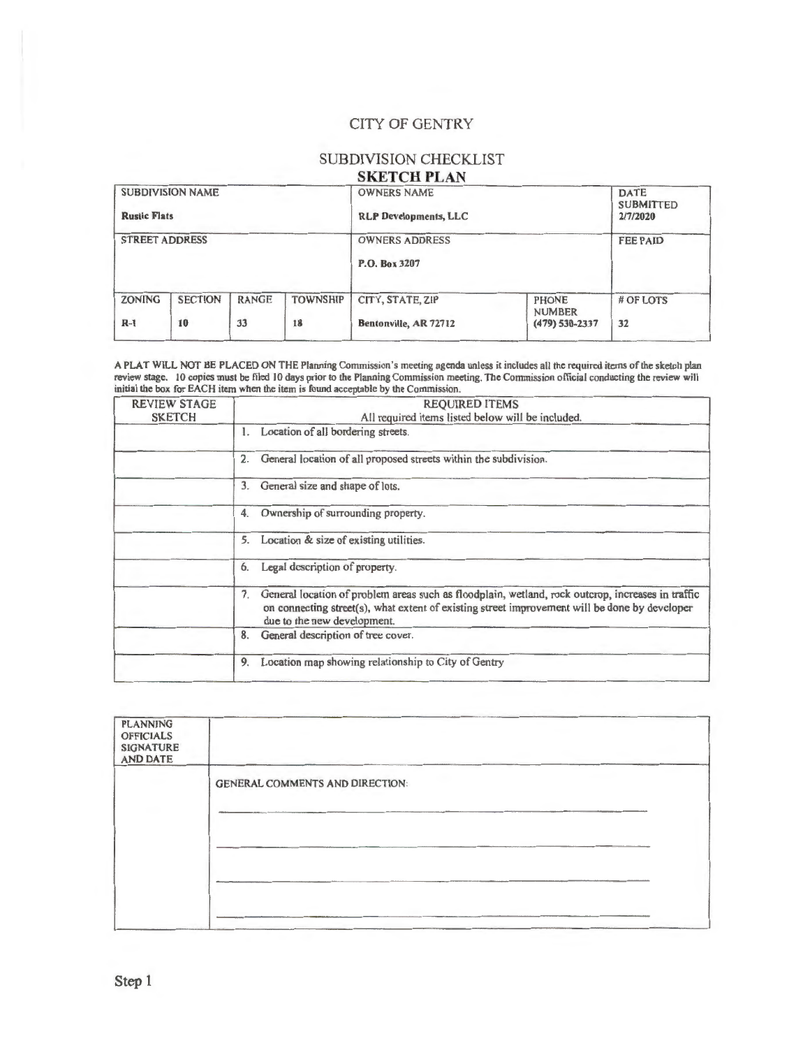# CITY OF GENTRY

## SUBDIVISION CHECKLIST

## SKETCH PLAN

| SUBDIVISION NAME | | | | OWNERS NAME | | DATE SUBMITTED |
|---|---|---|---|---|---|---|
| **Rustic Flats** | | | | **RLP Developments, LLC** | | **2/7/2020** |
| STREET ADDRESS | | | | OWNERS ADDRESS | | FEE PAID |
| | | | | **P.O. Box 3207** | | |
| ZONING | SECTION | RANGE | TOWNSHIP | CITY, STATE, ZIP | PHONE NUMBER | # OF LOTS |
| **R-1** | **10** | **33** | **18** | **Bentonville, AR 72712** | **(479) 530-2337** | **32** |

**A PLAT WILL NOT BE PLACED ON THE Planning Commission's meeting agenda unless it includes all the required items of the sketch plan review stage. 10 copies must be filed 10 days prior to the Planning Commission meeting. The Commission official conducting the review will initial the box for EACH item when the item is found acceptable by the Commission.**

| REVIEW STAGE SKETCH | REQUIRED ITEMS<br>All required items listed below will be included. |
|---|---|
| | 1. Location of all bordering streets. |
| | 2. General location of all proposed streets within the subdivision. |
| | 3. General size and shape of lots. |
| | 4. Ownership of surrounding property. |
| | 5. Location & size of existing utilities. |
| | 6. Legal description of property. |
| | 7. General location of problem areas such as floodplain, wetland, rock outcrop, increases in traffic on connecting street(s), what extent of existing street improvement will be done by developer due to the new development. |
| | 8. General description of tree cover. |
| | 9. Location map showing relationship to City of Gentry |

| PLANNING OFFICIALS SIGNATURE AND DATE | |
|---|---|
| | GENERAL COMMENTS AND DIRECTION: |

Step 1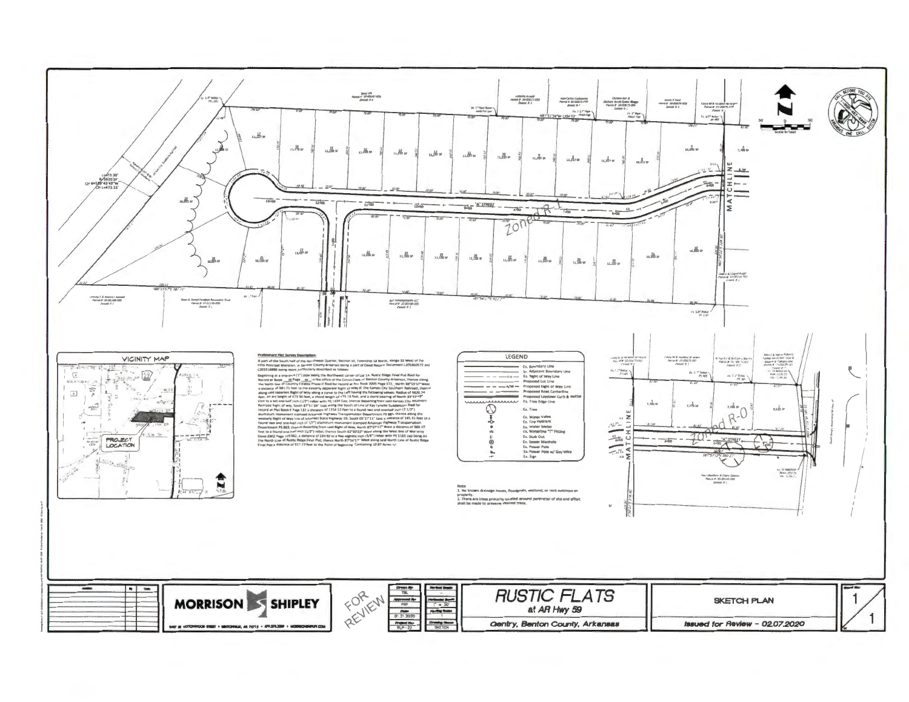## Preliminary Plat Survey Description:

A part of the South half of the Northwest Quarter, Section 30, Township 18 North, Range 33 West of the Fifth Principal Meridian, in Benton County Arkansas being a part of Deed Record Document L2018... and L2019... being more particularly described as follows:

Beginning at a one-inch (1") pipe being the Northwest corner of Lot 14, Rustic Ridge Final Plat filed for record at Book ___ at Page ___ in the office of the Circuit Clerk of Benton County Arkansas, thence along the North line of Country Estates Phase II filed for record at Plat Book 2005 Page 572, North 88°13'57" West a distance of 381.71 feet to the easterly apparent Right of Way of the Kansas City Southern Railroad, thence along said apparent Right of Way along a curve to the Left having the following values: Radius of 5620.24 feet, an arc length of 473.30 feet, a chord length of 473.16 feet, and a chord bearing of North 39°43'49" East to a set one-half inch (1/2") rebar with PS 1434 Cap, thence departing from said Kansas City Southern Railroad Right of Way, South 87°51'34" East along the South line of Kay Lynette Subdivision filed for record at Plat Book E Page 132 a distance of 1356.53 feet to a found two and one-half inch (2 1/2") aluminum monument stamped Arkansas Highway Transportation Department PS 885, thence along the westerly Right of Way line of Arkansas State Highway 59, South 05°27'11" East a distance of 145.91 feet to a found two and one-half inch (2 1/2") aluminum monument stamped Arkansas Highway Transportation Department PS 885, thence departing from said Right of Way, North 87°57'12" West a distance of 360.27 feet to a found one-half inch (1/2") rebar, thence South 02°50'22" West along the West line of Warranty Deed 2002 Page 105361, a distance of 224.50 to a five-eighths inch (5/8") rebar with PS 1181 cap being on the North Line of Rustic Ridge Final Plat; thence North 87°54'17" West along said North Line of Rustic Ridge Final Plat a distance of 917.77 feet to the Point of Beginning. Containing 10.97 Acres +/-.

## LEGEND

- Ex. Boundary Line
- Ex. Adjacent Boundary Line
- Ex. Right of Way Line
- Proposed Lot Line
- Proposed Right of Way Line
- Proposed Road Centerline
- Proposed Laydown Curb & Gutter
- Ex. Tree Edge Line
- Ex. Tree
- Ex. Water Valve
- Ex. Fire Hydrant
- Ex. Water Meter
- Ex. Waterline "T" Fitting
- Ex. Stub Out
- Ex. Sewer Manhole
- Ex. Power Pole
- Ex. Power Pole w/ Guy Wire
- Ex. Sign

Note:
1. No known drainage issues, floodplain, wetland, or rock outcrops on property.
2. There are trees primarily located around perimeter of site and effort shall be made to preserve desired trees.

VICINITY MAP

PROJECT LOCATION

N.T.S.

Zoned R-1

Zoned R-O

"A" STREET

MATCHLINE

L=473.30'
R=5620.24'
CH B=N39°43'49"W
CH L=473.16'

N87°51'34"W 1356.53'

S88°13'57"E 381.71'

S87°54'17"E 917.77'

S87°57'12"E 360.27'

Scale in feet: 50 0 50

CALL BEFORE YOU DIG — ARKANSAS ONE CALL SYSTEM

MORRISON SHIPLEY

FOR REVIEW

| | |
|---|---|
| Drawn By | TBL |
| Approved By | PRF |
| Date | 01.31.2020 |
| Project No. | RLP-22 |
| Vertical Scale | — |
| Horizontal Scale | 1" = 50' |
| Drawing Name | SKETCH |

# RUSTIC FLATS

at AR Hwy 59

Gentry, Benton County, Arkansas

SKETCH PLAN

Issued for Review - 02.07.2020

Sheet No. 1 / 1